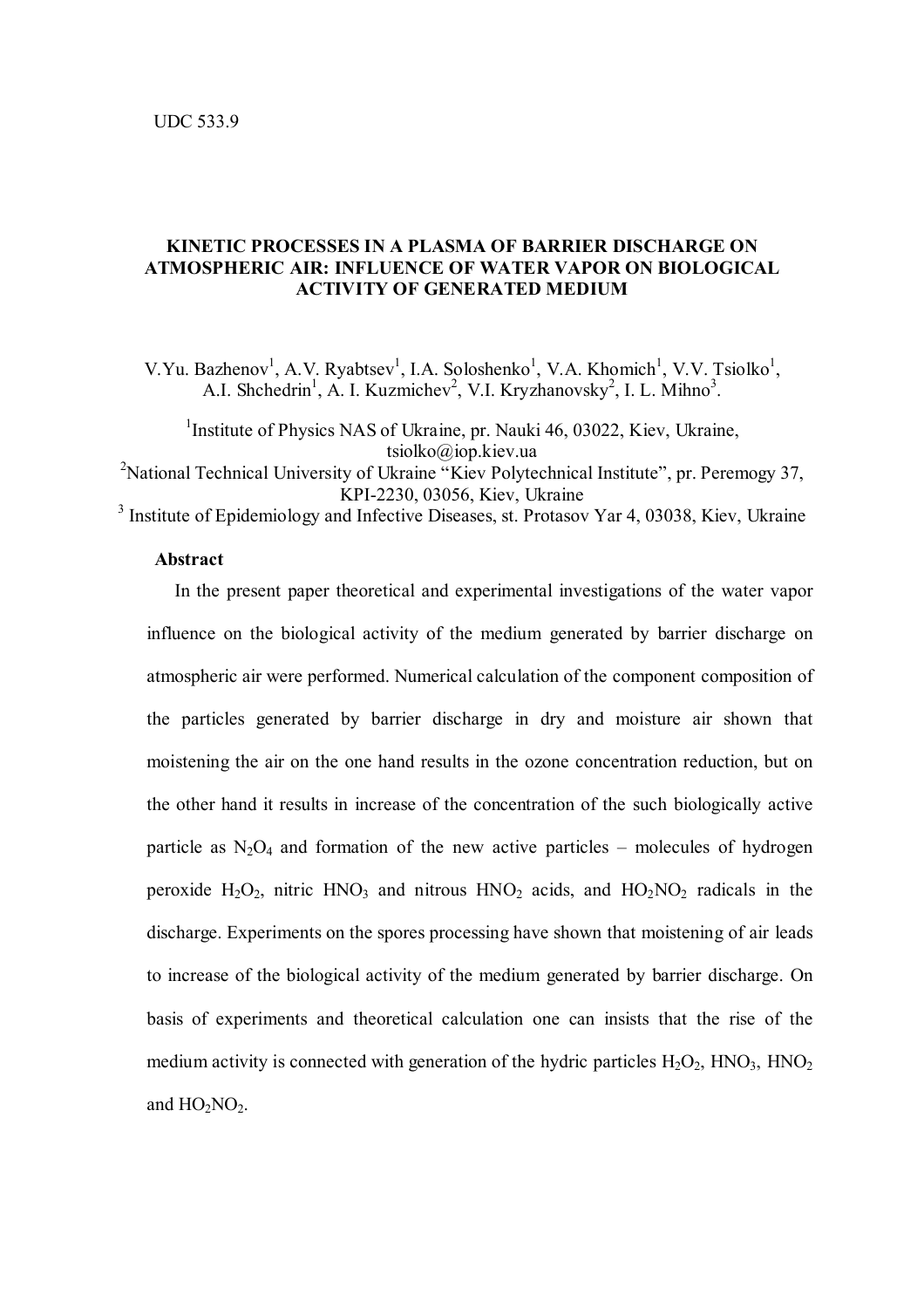UDC 533.9

# KINETIC PROCESSES IN A PLASMA OF BARRIER DISCHARGE ON ATMOSPHERIC AIR: INFLUENCE OF WATER VAPOR ON BIOLOGICAL ACTIVITY OF GENERATED MEDIUM

V.Yu. Bazhenov[1], A.V. Ryabtsev[1], I.A. Soloshenko[1], V.A. Khomich[1], V.V. Tsiolko[1], A.I. Shchedrin[1], A. I. Kuzmichev[2], V.I. Kryzhanovsky[2], I. L. Mihno[3].

[1]Institute of Physics NAS of Ukraine, pr. Nauki 46, 03022, Kiev, Ukraine, tsiolko@iop.kiev.ua

[2]National Technical University of Ukraine "Kiev Polytechnical Institute", pr. Peremogy 37, KPI-2230, 03056, Kiev, Ukraine

[3] Institute of Epidemiology and Infective Diseases, st. Protasov Yar 4, 03038, Kiev, Ukraine

## Abstract

In the present paper theoretical and experimental investigations of the water vapor influence on the biological activity of the medium generated by barrier discharge on atmospheric air were performed. Numerical calculation of the component composition of the particles generated by barrier discharge in dry and moisture air shown that moistening the air on the one hand results in the ozone concentration reduction, but on the other hand it results in increase of the concentration of the such biologically active particle as $N_2O_4$ and formation of the new active particles – molecules of hydrogen peroxide $H_2O_2$, nitric $HNO_3$ and nitrous $HNO_2$ acids, and $HO_2NO_2$ radicals in the discharge. Experiments on the spores processing have shown that moistening of air leads to increase of the biological activity of the medium generated by barrier discharge. On basis of experiments and theoretical calculation one can insists that the rise of the medium activity is connected with generation of the hydric particles $H_2O_2$, $HNO_3$, $HNO_2$ and $HO_2NO_2$.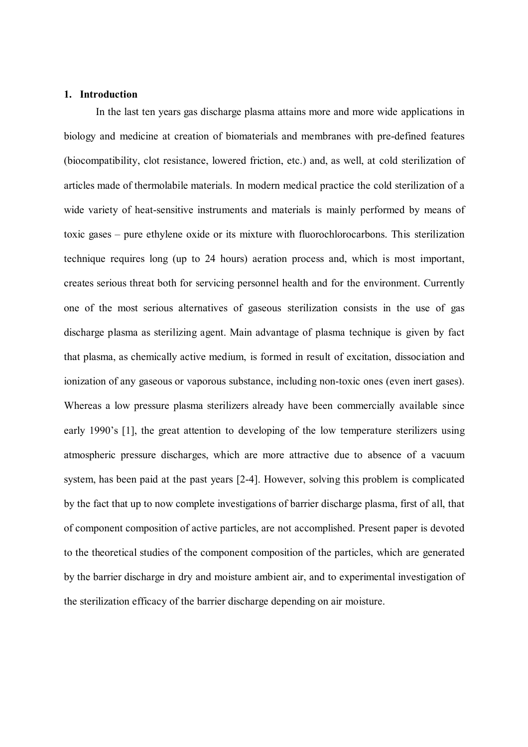## 1. Introduction

In the last ten years gas discharge plasma attains more and more wide applications in biology and medicine at creation of biomaterials and membranes with pre-defined features (biocompatibility, clot resistance, lowered friction, etc.) and, as well, at cold sterilization of articles made of thermolabile materials. In modern medical practice the cold sterilization of a wide variety of heat-sensitive instruments and materials is mainly performed by means of toxic gases – pure ethylene oxide or its mixture with fluorochlorocarbons. This sterilization technique requires long (up to 24 hours) aeration process and, which is most important, creates serious threat both for servicing personnel health and for the environment. Currently one of the most serious alternatives of gaseous sterilization consists in the use of gas discharge plasma as sterilizing agent. Main advantage of plasma technique is given by fact that plasma, as chemically active medium, is formed in result of excitation, dissociation and ionization of any gaseous or vaporous substance, including non-toxic ones (even inert gases). Whereas a low pressure plasma sterilizers already have been commercially available since early 1990's [1], the great attention to developing of the low temperature sterilizers using atmospheric pressure discharges, which are more attractive due to absence of a vacuum system, has been paid at the past years [2-4]. However, solving this problem is complicated by the fact that up to now complete investigations of barrier discharge plasma, first of all, that of component composition of active particles, are not accomplished. Present paper is devoted to the theoretical studies of the component composition of the particles, which are generated by the barrier discharge in dry and moisture ambient air, and to experimental investigation of the sterilization efficacy of the barrier discharge depending on air moisture.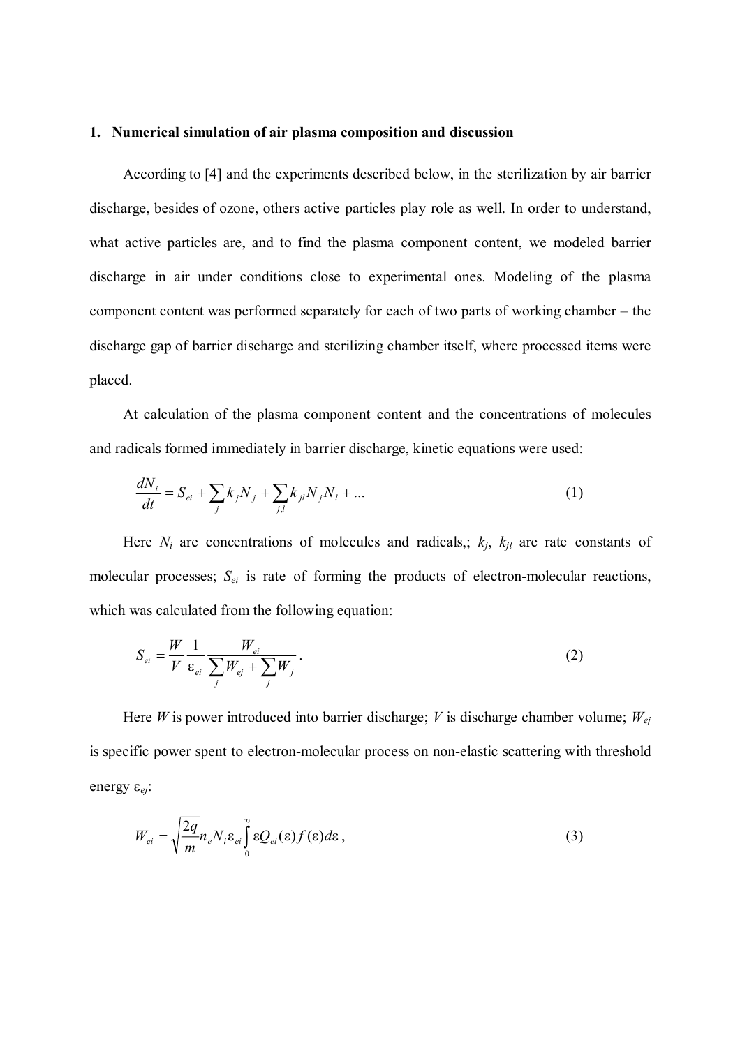# 1. Numerical simulation of air plasma composition and discussion

According to [4] and the experiments described below, in the sterilization by air barrier discharge, besides of ozone, others active particles play role as well. In order to understand, what active particles are, and to find the plasma component content, we modeled barrier discharge in air under conditions close to experimental ones. Modeling of the plasma component content was performed separately for each of two parts of working chamber – the discharge gap of barrier discharge and sterilizing chamber itself, where processed items were placed.

At calculation of the plasma component content and the concentrations of molecules and radicals formed immediately in barrier discharge, kinetic equations were used:

$$\frac{dN_i}{dt} = S_{ei} + \sum_j k_j N_j + \sum_{j,l} k_{jl} N_j N_l + ... \tag{1}$$

Here $N_i$ are concentrations of molecules and radicals,; $k_j$, $k_{jl}$ are rate constants of molecular processes; $S_{ei}$ is rate of forming the products of electron-molecular reactions, which was calculated from the following equation:

$$S_{ei} = \frac{W}{V} \frac{1}{\varepsilon_{ei}} \frac{W_{ei}}{\sum_j W_{ej} + \sum_j W_j}. \tag{2}$$

Here $W$ is power introduced into barrier discharge; $V$ is discharge chamber volume; $W_{ej}$ is specific power spent to electron-molecular process on non-elastic scattering with threshold energy $\varepsilon_{ej}$:

$$W_{ei} = \sqrt{\frac{2q}{m}} n_e N_i \varepsilon_{ei} \int_0^\infty \varepsilon Q_{ei}(\varepsilon) f(\varepsilon) d\varepsilon, \tag{3}$$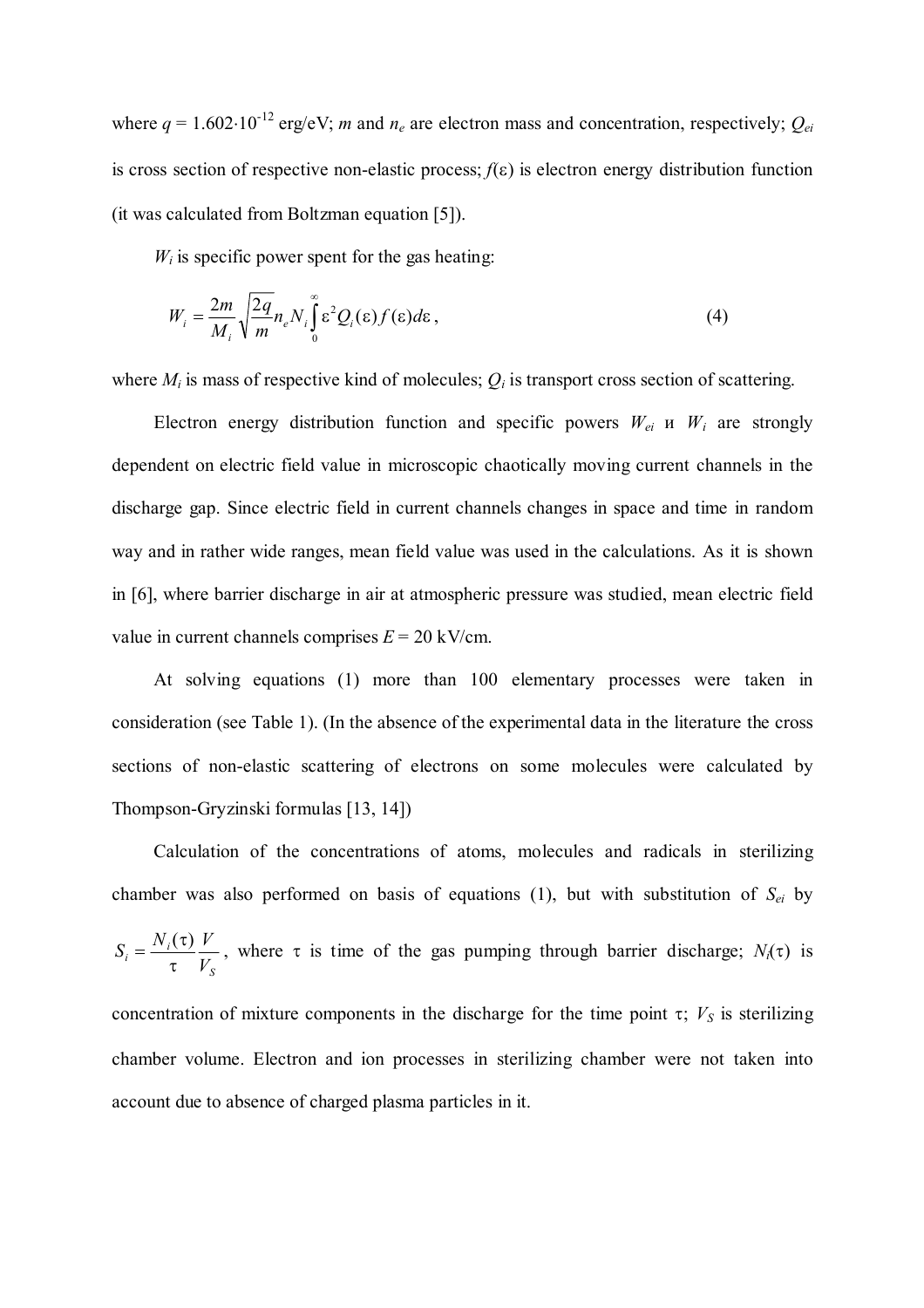where $q = 1.602 \cdot 10^{-12}$ erg/eV; $m$ and $n_e$ are electron mass and concentration, respectively; $Q_{ei}$ is cross section of respective non-elastic process; $f(\varepsilon)$ is electron energy distribution function (it was calculated from Boltzman equation [5]).

$W_i$ is specific power spent for the gas heating:

$$W_i = \frac{2m}{M_i}\sqrt{\frac{2q}{m}}n_e N_i \int_0^\infty \varepsilon^2 Q_i(\varepsilon) f(\varepsilon) d\varepsilon, \tag{4}$$

where $M_i$ is mass of respective kind of molecules; $Q_i$ is transport cross section of scattering.

Electron energy distribution function and specific powers $W_{ei}$ и $W_i$ are strongly dependent on electric field value in microscopic chaotically moving current channels in the discharge gap. Since electric field in current channels changes in space and time in random way and in rather wide ranges, mean field value was used in the calculations. As it is shown in [6], where barrier discharge in air at atmospheric pressure was studied, mean electric field value in current channels comprises $E = 20$ kV/cm.

At solving equations (1) more than 100 elementary processes were taken in consideration (see Table 1). (In the absence of the experimental data in the literature the cross sections of non-elastic scattering of electrons on some molecules were calculated by Thompson-Gryzinski formulas [13, 14])

Calculation of the concentrations of atoms, molecules and radicals in sterilizing chamber was also performed on basis of equations (1), but with substitution of $S_{ei}$ by $S_i = \frac{N_i(\tau)}{\tau}\frac{V}{V_S}$, where $\tau$ is time of the gas pumping through barrier discharge; $N_i(\tau)$ is concentration of mixture components in the discharge for the time point $\tau$; $V_S$ is sterilizing chamber volume. Electron and ion processes in sterilizing chamber were not taken into account due to absence of charged plasma particles in it.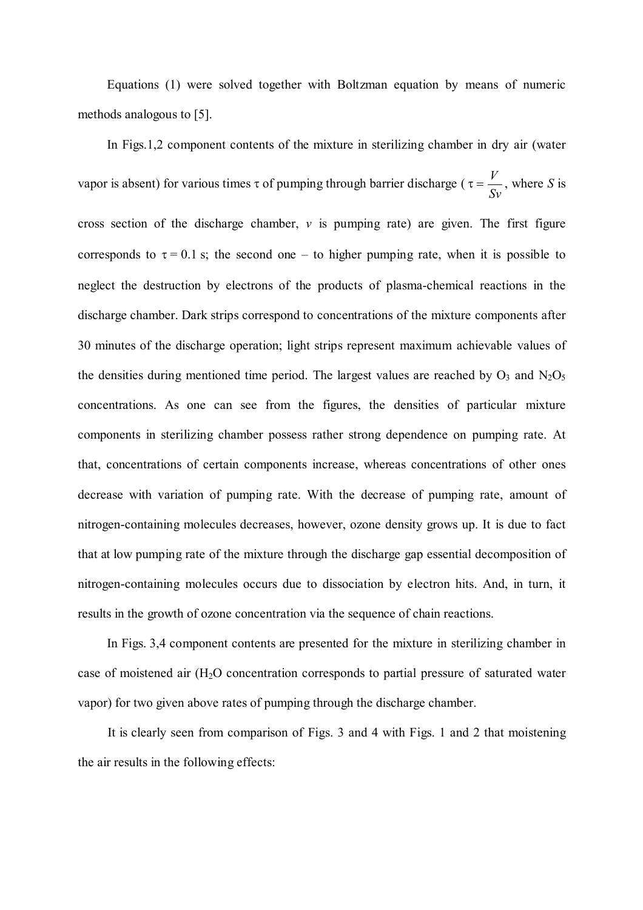Equations (1) were solved together with Boltzman equation by means of numeric methods analogous to [5].

In Figs.1,2 component contents of the mixture in sterilizing chamber in dry air (water vapor is absent) for various times $\tau$ of pumping through barrier discharge ( $\tau = \frac{V}{Sv}$, where $S$ is cross section of the discharge chamber, $v$ is pumping rate) are given. The first figure corresponds to $\tau = 0.1$ s; the second one – to higher pumping rate, when it is possible to neglect the destruction by electrons of the products of plasma-chemical reactions in the discharge chamber. Dark strips correspond to concentrations of the mixture components after 30 minutes of the discharge operation; light strips represent maximum achievable values of the densities during mentioned time period. The largest values are reached by $O_3$ and $N_2O_5$ concentrations. As one can see from the figures, the densities of particular mixture components in sterilizing chamber possess rather strong dependence on pumping rate. At that, concentrations of certain components increase, whereas concentrations of other ones decrease with variation of pumping rate. With the decrease of pumping rate, amount of nitrogen-containing molecules decreases, however, ozone density grows up. It is due to fact that at low pumping rate of the mixture through the discharge gap essential decomposition of nitrogen-containing molecules occurs due to dissociation by electron hits. And, in turn, it results in the growth of ozone concentration via the sequence of chain reactions.

In Figs. 3,4 component contents are presented for the mixture in sterilizing chamber in case of moistened air ($H_2O$ concentration corresponds to partial pressure of saturated water vapor) for two given above rates of pumping through the discharge chamber.

It is clearly seen from comparison of Figs. 3 and 4 with Figs. 1 and 2 that moistening the air results in the following effects: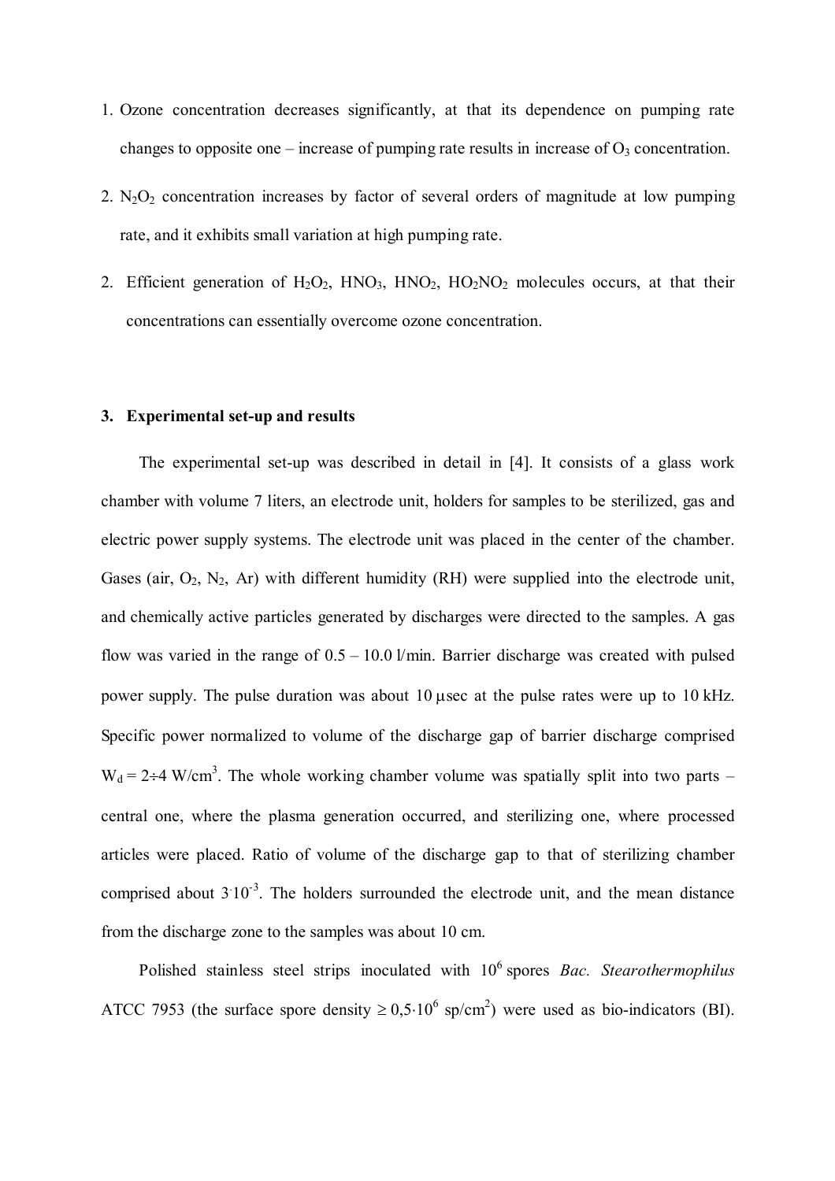1. Ozone concentration decreases significantly, at that its dependence on pumping rate changes to opposite one – increase of pumping rate results in increase of $O_3$ concentration.

2. $N_2O_2$ concentration increases by factor of several orders of magnitude at low pumping rate, and it exhibits small variation at high pumping rate.

2. Efficient generation of $H_2O_2$, $HNO_3$, $HNO_2$, $HO_2NO_2$ molecules occurs, at that their concentrations can essentially overcome ozone concentration.

### 3. Experimental set-up and results

The experimental set-up was described in detail in [4]. It consists of a glass work chamber with volume 7 liters, an electrode unit, holders for samples to be sterilized, gas and electric power supply systems. The electrode unit was placed in the center of the chamber. Gases (air, $O_2$, $N_2$, Ar) with different humidity (RH) were supplied into the electrode unit, and chemically active particles generated by discharges were directed to the samples. A gas flow was varied in the range of 0.5 – 10.0 l/min. Barrier discharge was created with pulsed power supply. The pulse duration was about 10 μsec at the pulse rates were up to 10 kHz. Specific power normalized to volume of the discharge gap of barrier discharge comprised $W_d = 2 \div 4$ W/cm$^3$. The whole working chamber volume was spatially split into two parts – central one, where the plasma generation occurred, and sterilizing one, where processed articles were placed. Ratio of volume of the discharge gap to that of sterilizing chamber comprised about $3 \cdot 10^{-3}$. The holders surrounded the electrode unit, and the mean distance from the discharge zone to the samples was about 10 cm.

Polished stainless steel strips inoculated with $10^6$ spores *Bac. Stearothermophilus* ATCC 7953 (the surface spore density $\geq 0{,}5 \cdot 10^6$ sp/cm$^2$) were used as bio-indicators (BI).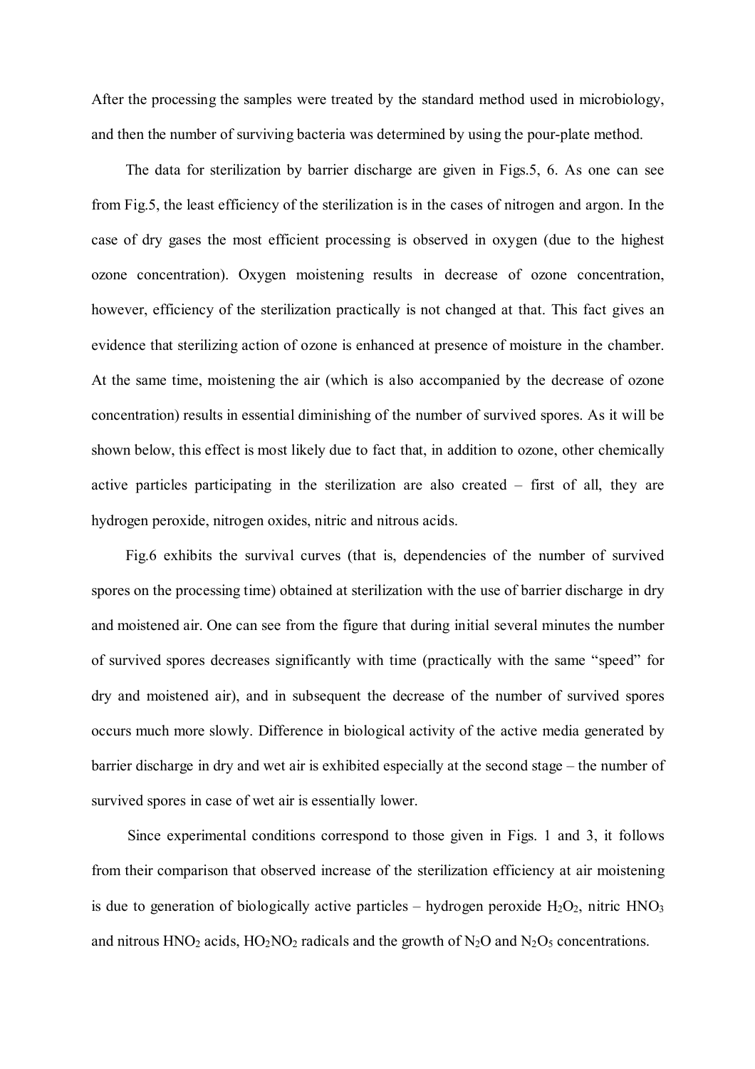After the processing the samples were treated by the standard method used in microbiology, and then the number of surviving bacteria was determined by using the pour-plate method.

The data for sterilization by barrier discharge are given in Figs.5, 6. As one can see from Fig.5, the least efficiency of the sterilization is in the cases of nitrogen and argon. In the case of dry gases the most efficient processing is observed in oxygen (due to the highest ozone concentration). Oxygen moistening results in decrease of ozone concentration, however, efficiency of the sterilization practically is not changed at that. This fact gives an evidence that sterilizing action of ozone is enhanced at presence of moisture in the chamber. At the same time, moistening the air (which is also accompanied by the decrease of ozone concentration) results in essential diminishing of the number of survived spores. As it will be shown below, this effect is most likely due to fact that, in addition to ozone, other chemically active particles participating in the sterilization are also created – first of all, they are hydrogen peroxide, nitrogen oxides, nitric and nitrous acids.

Fig.6 exhibits the survival curves (that is, dependencies of the number of survived spores on the processing time) obtained at sterilization with the use of barrier discharge in dry and moistened air. One can see from the figure that during initial several minutes the number of survived spores decreases significantly with time (practically with the same "speed" for dry and moistened air), and in subsequent the decrease of the number of survived spores occurs much more slowly. Difference in biological activity of the active media generated by barrier discharge in dry and wet air is exhibited especially at the second stage – the number of survived spores in case of wet air is essentially lower.

Since experimental conditions correspond to those given in Figs. 1 and 3, it follows from their comparison that observed increase of the sterilization efficiency at air moistening is due to generation of biologically active particles – hydrogen peroxide $H_2O_2$, nitric $HNO_3$ and nitrous $HNO_2$ acids, $HO_2NO_2$ radicals and the growth of $N_2O$ and $N_2O_5$ concentrations.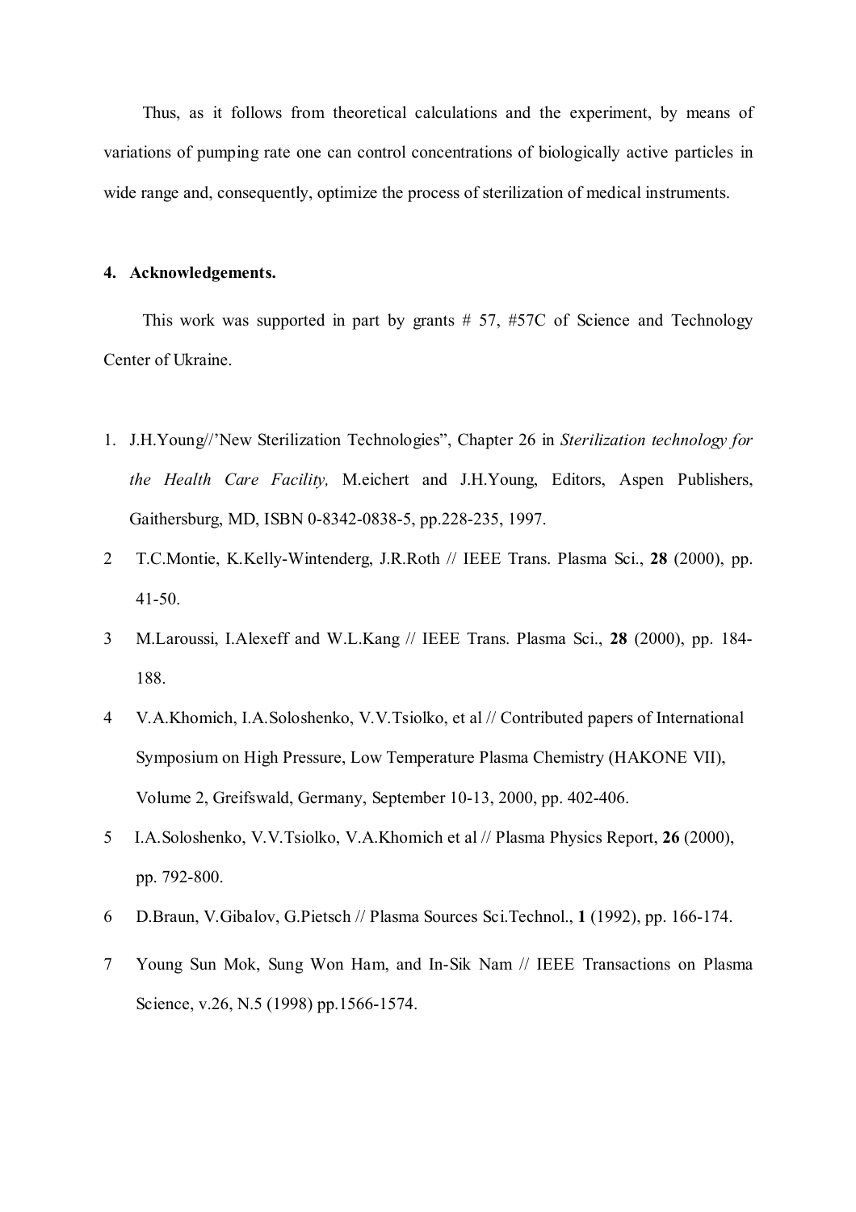Thus, as it follows from theoretical calculations and the experiment, by means of variations of pumping rate one can control concentrations of biologically active particles in wide range and, consequently, optimize the process of sterilization of medical instruments.

## 4. Acknowledgements.

This work was supported in part by grants # 57, #57C of Science and Technology Center of Ukraine.

1. J.H.Young//'New Sterilization Technologies", Chapter 26 in *Sterilization technology for the Health Care Facility,* M.eichert and J.H.Young, Editors, Aspen Publishers, Gaithersburg, MD, ISBN 0-8342-0838-5, pp.228-235, 1997.
2. T.C.Montie, K.Kelly-Wintenderg, J.R.Roth // IEEE Trans. Plasma Sci., **28** (2000), pp. 41-50.
3. M.Laroussi, I.Alexeff and W.L.Kang // IEEE Trans. Plasma Sci., **28** (2000), pp. 184-188.
4. V.A.Khomich, I.A.Soloshenko, V.V.Tsiolko, et al // Contributed papers of International Symposium on High Pressure, Low Temperature Plasma Chemistry (HAKONE VII), Volume 2, Greifswald, Germany, September 10-13, 2000, pp. 402-406.
5. I.A.Soloshenko, V.V.Tsiolko, V.A.Khomich et al // Plasma Physics Report, **26** (2000), pp. 792-800.
6. D.Braun, V.Gibalov, G.Pietsch // Plasma Sources Sci.Technol., **1** (1992), pp. 166-174.
7. Young Sun Mok, Sung Won Ham, and In-Sik Nam // IEEE Transactions on Plasma Science, v.26, N.5 (1998) pp.1566-1574.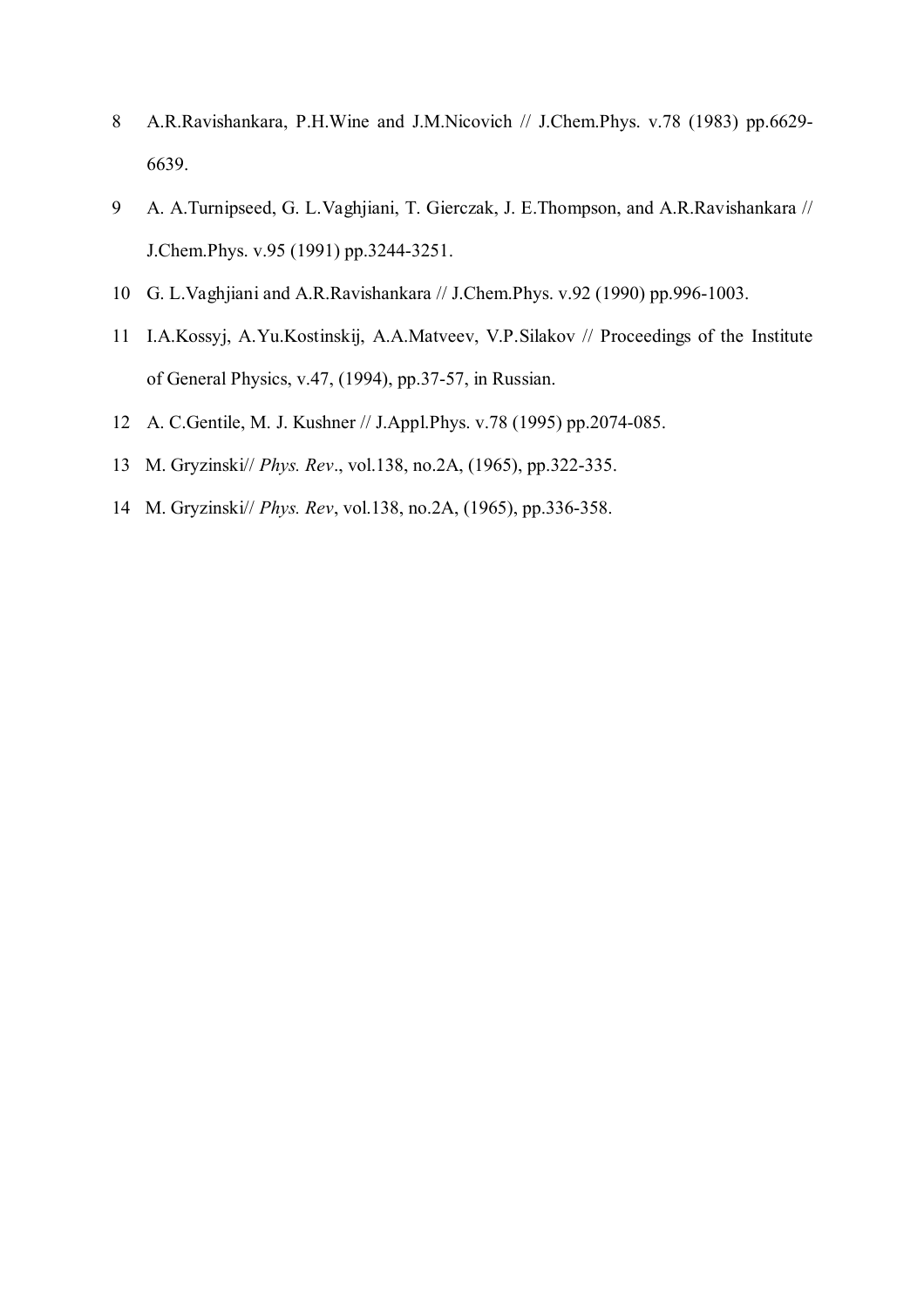8. A.R.Ravishankara, P.H.Wine and J.M.Nicovich // J.Chem.Phys. v.78 (1983) pp.6629-6639.
9. A. A.Turnipseed, G. L.Vaghjiani, T. Gierczak, J. E.Thompson, and A.R.Ravishankara // J.Chem.Phys. v.95 (1991) pp.3244-3251.
10. G. L.Vaghjiani and A.R.Ravishankara // J.Chem.Phys. v.92 (1990) pp.996-1003.
11. I.A.Kossyj, A.Yu.Kostinskij, A.A.Matveev, V.P.Silakov // Proceedings of the Institute of General Physics, v.47, (1994), pp.37-57, in Russian.
12. A. C.Gentile, M. J. Kushner // J.Appl.Phys. v.78 (1995) pp.2074-085.
13. M. Gryzinski// *Phys. Rev*., vol.138, no.2A, (1965), pp.322-335.
14. M. Gryzinski// *Phys. Rev*, vol.138, no.2A, (1965), pp.336-358.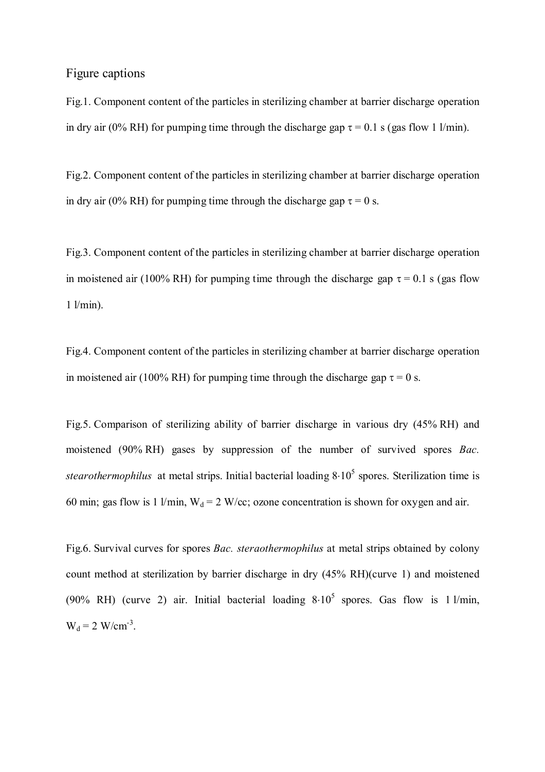## Figure captions

Fig.1. Component content of the particles in sterilizing chamber at barrier discharge operation in dry air (0% RH) for pumping time through the discharge gap $\tau = 0.1$ s (gas flow 1 l/min).

Fig.2. Component content of the particles in sterilizing chamber at barrier discharge operation in dry air (0% RH) for pumping time through the discharge gap $\tau = 0$ s.

Fig.3. Component content of the particles in sterilizing chamber at barrier discharge operation in moistened air (100% RH) for pumping time through the discharge gap $\tau = 0.1$ s (gas flow 1 l/min).

Fig.4. Component content of the particles in sterilizing chamber at barrier discharge operation in moistened air (100% RH) for pumping time through the discharge gap $\tau = 0$ s.

Fig.5. Comparison of sterilizing ability of barrier discharge in various dry (45% RH) and moistened (90% RH) gases by suppression of the number of survived spores *Bac. stearothermophilus* at metal strips. Initial bacterial loading $8 \cdot 10^5$ spores. Sterilization time is 60 min; gas flow is 1 l/min, $W_d = 2$ W/cc; ozone concentration is shown for oxygen and air.

Fig.6. Survival curves for spores *Bac. steraothermophilus* at metal strips obtained by colony count method at sterilization by barrier discharge in dry (45% RH)(curve 1) and moistened (90% RH) (curve 2) air. Initial bacterial loading $8 \cdot 10^5$ spores. Gas flow is 1 l/min, $W_d = 2$ $W/cm^{-3}$.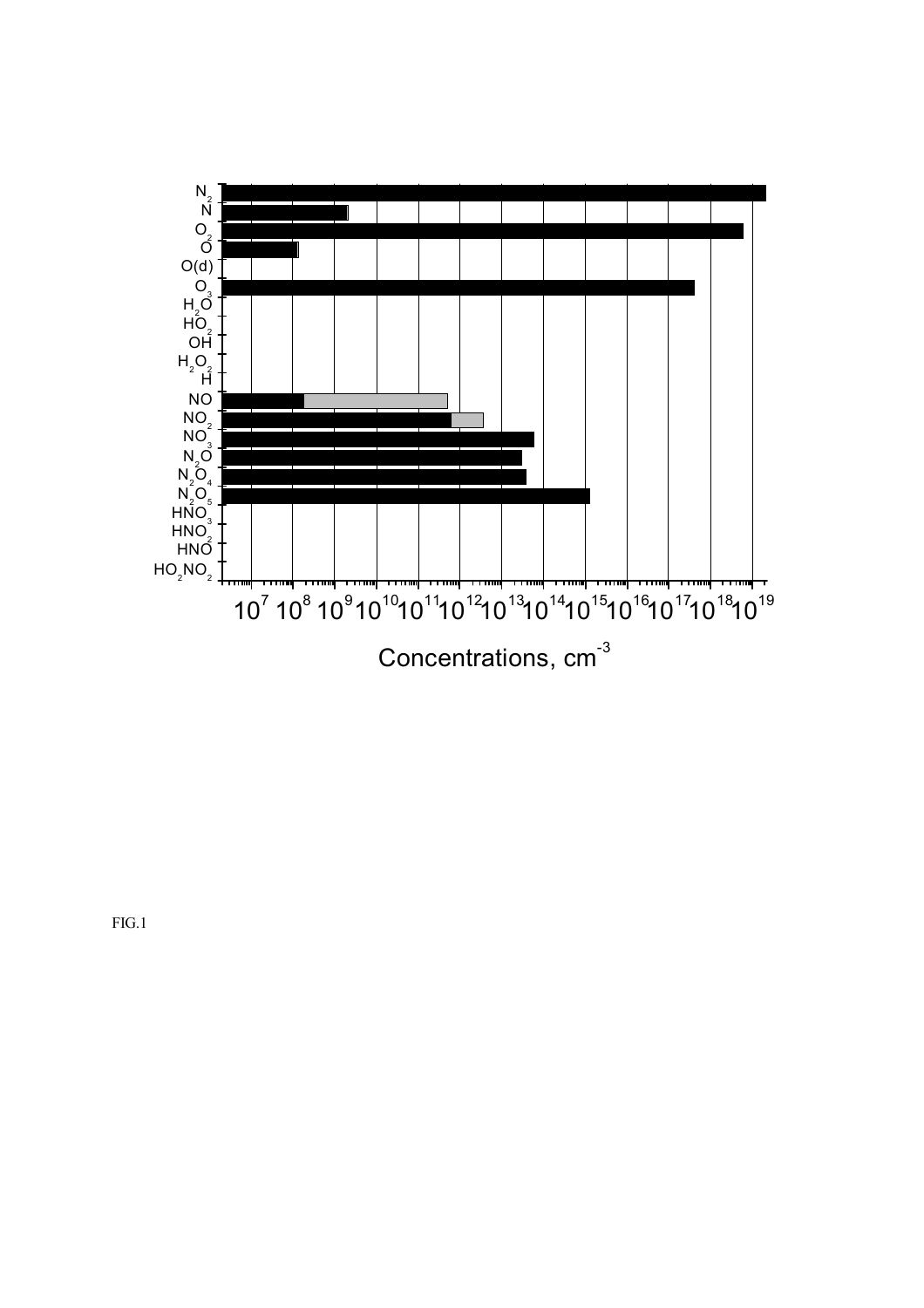FIG.1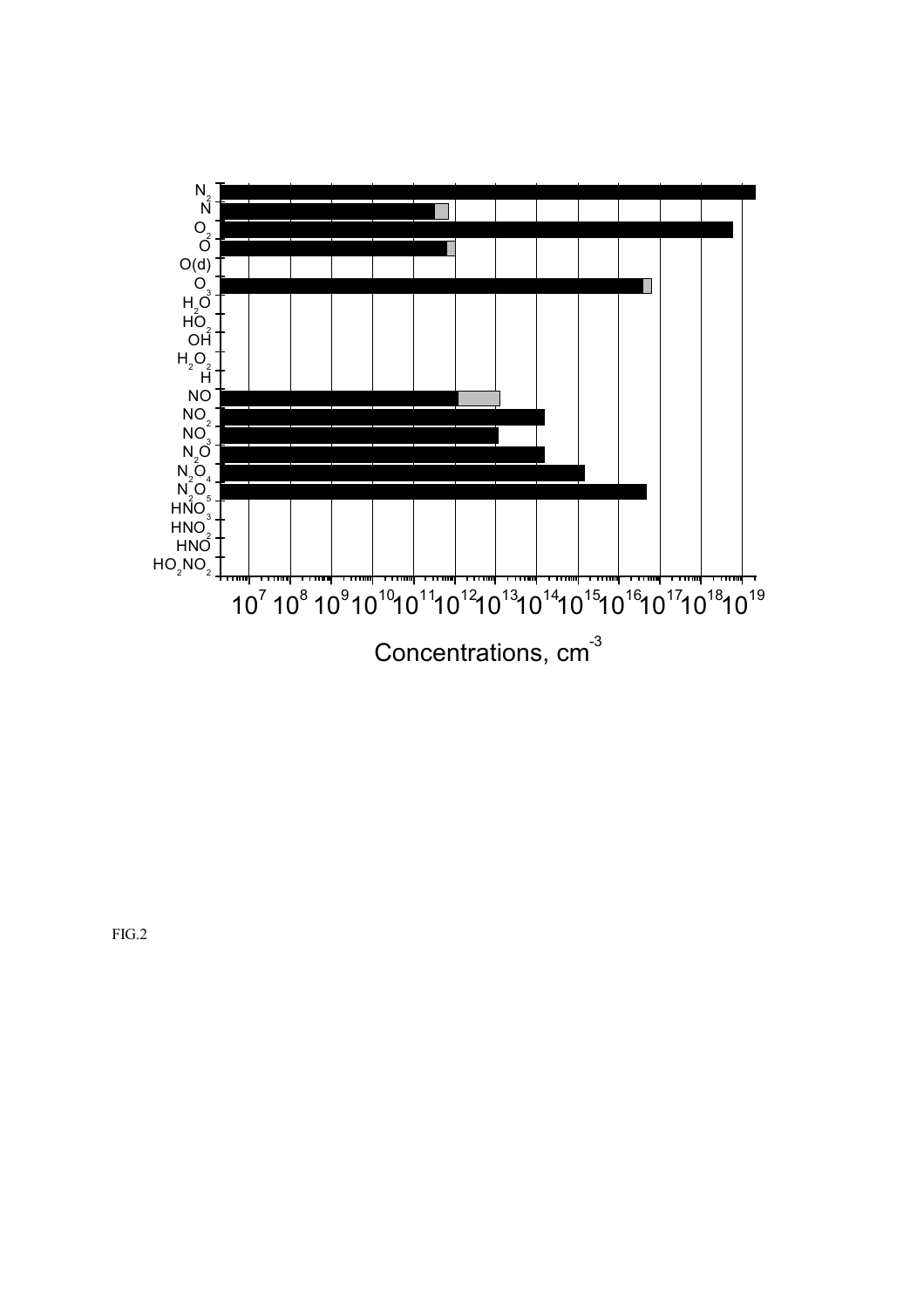FIG.2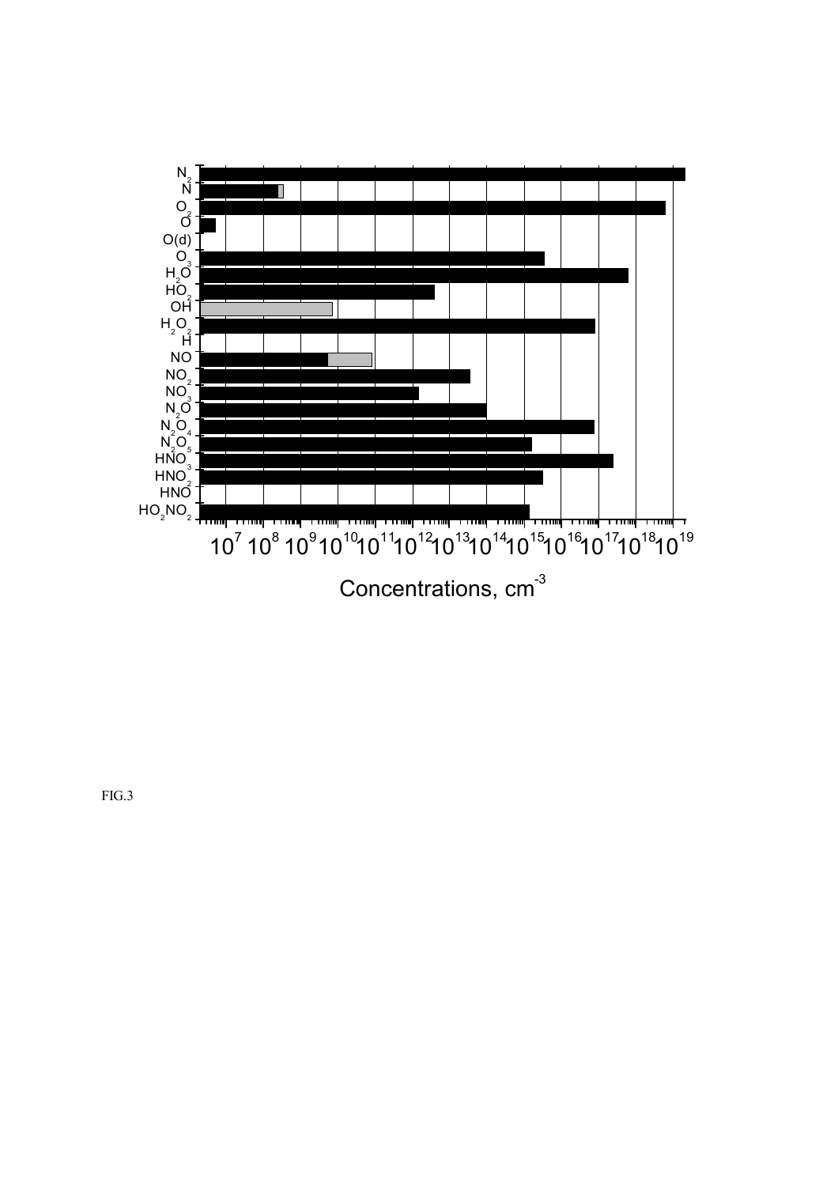| Species | Concentration, $cm^{-3}$ |
|---|---|
| $N_2$ | |
| $N$ | |
| $O_2$ | |
| $O$ | |
| $O(d)$ | |
| $O_3$ | |
| $H_2O$ | |
| $HO_2$ | |
| $OH$ | |
| $H_2O_2$ | |
| $H$ | |
| $NO$ | |
| $NO_2$ | |
| $NO_3$ | |
| $N_2O$ | |
| $N_2O_4$ | |
| $N_2O_5$ | |
| $HNO_3$ | |
| $HNO_2$ | |
| $HNO$ | |
| $HO_2NO_2$ | |

$10^{7}$ $10^{8}$ $10^{9}$ $10^{10}$ $10^{11}$ $10^{12}$ $10^{13}$ $10^{14}$ $10^{15}$ $10^{16}$ $10^{17}$ $10^{18}$ $10^{19}$

Concentrations, $cm^{-3}$

FIG.3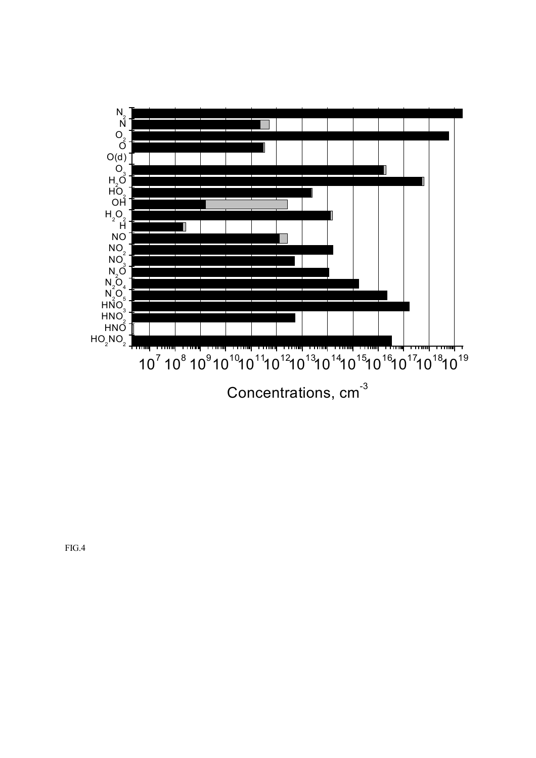FIG.4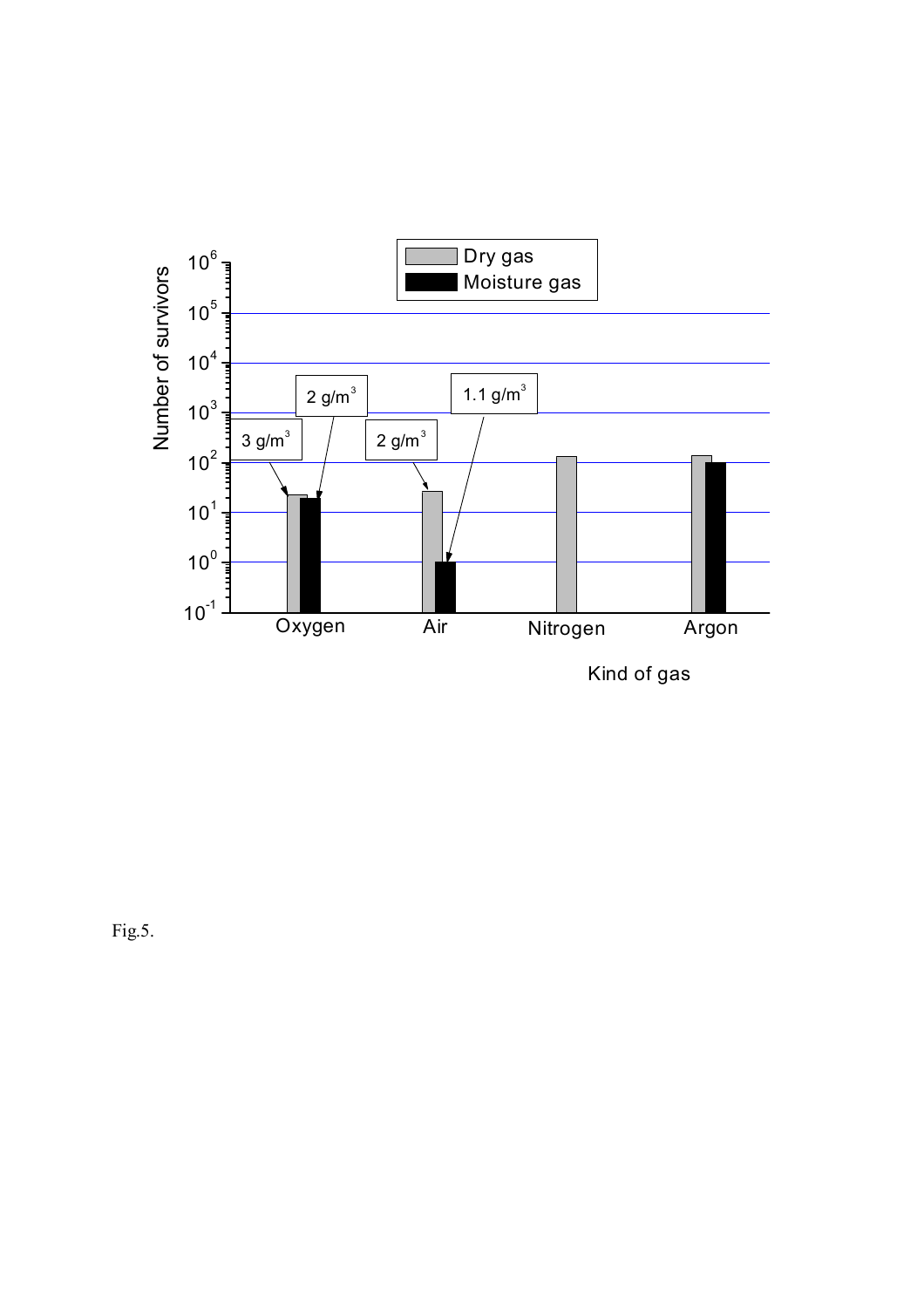Fig.5.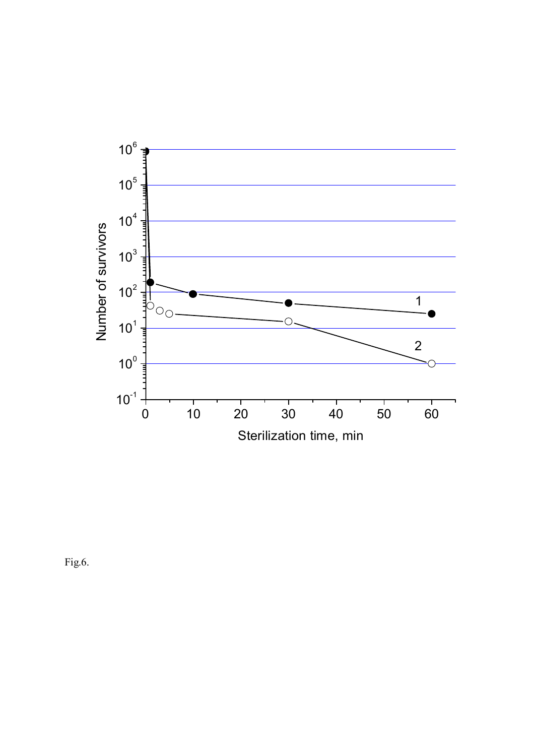Fig.6.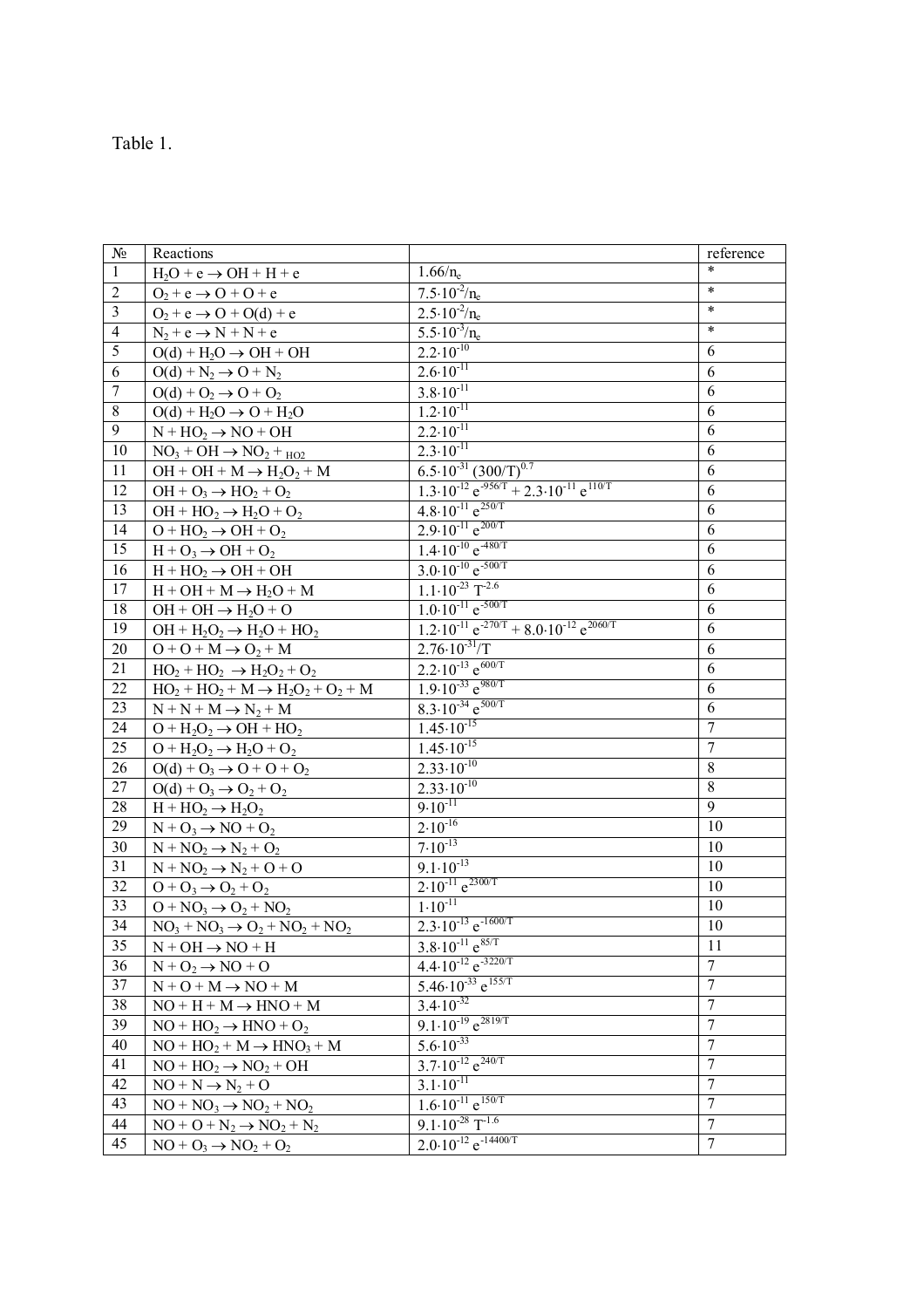Table 1.

| № | Reactions | | reference |
|---|---|---|---|
| 1 | $H_2O + e \rightarrow OH + H + e$ | $1.66/n_e$ | * |
| 2 | $O_2 + e \rightarrow O + O + e$ | $7.5\cdot10^{-2}/n_e$ | * |
| 3 | $O_2 + e \rightarrow O + O(d) + e$ | $2.5\cdot10^{-2}/n_e$ | * |
| 4 | $N_2 + e \rightarrow N + N + e$ | $5.5\cdot10^{-3}/n_e$ | * |
| 5 | $O(d) + H_2O \rightarrow OH + OH$ | $2.2\cdot10^{-10}$ | 6 |
| 6 | $O(d) + N_2 \rightarrow O + N_2$ | $2.6\cdot10^{-11}$ | 6 |
| 7 | $O(d) + O_2 \rightarrow O + O_2$ | $3.8\cdot10^{-11}$ | 6 |
| 8 | $O(d) + H_2O \rightarrow O + H_2O$ | $1.2\cdot10^{-11}$ | 6 |
| 9 | $N + HO_2 \rightarrow NO + OH$ | $2.2\cdot10^{-11}$ | 6 |
| 10 | $NO_3 + OH \rightarrow NO_2 + {}_{HO2}$ | $2.3\cdot10^{-11}$ | 6 |
| 11 | $OH + OH + M \rightarrow H_2O_2 + M$ | $6.5\cdot10^{-31}\,(300/T)^{0.7}$ | 6 |
| 12 | $OH + O_3 \rightarrow HO_2 + O_2$ | $1.3\cdot10^{-12}\,e^{-956/T} + 2.3\cdot10^{-11}\,e^{110/T}$ | 6 |
| 13 | $OH + HO_2 \rightarrow H_2O + O_2$ | $4.8\cdot10^{-11}\,e^{250/T}$ | 6 |
| 14 | $O + HO_2 \rightarrow OH + O_2$ | $2.9\cdot10^{-11}\,e^{200/T}$ | 6 |
| 15 | $H + O_3 \rightarrow OH + O_2$ | $1.4\cdot10^{-10}\,e^{-480/T}$ | 6 |
| 16 | $H + HO_2 \rightarrow OH + OH$ | $3.0\cdot10^{-10}\,e^{-500/T}$ | 6 |
| 17 | $H + OH + M \rightarrow H_2O + M$ | $1.1\cdot10^{-23}\,T^{-2.6}$ | 6 |
| 18 | $OH + OH \rightarrow H_2O + O$ | $1.0\cdot10^{-11}\,e^{-500/T}$ | 6 |
| 19 | $OH + H_2O_2 \rightarrow H_2O + HO_2$ | $1.2\cdot10^{-11}\,e^{-270/T} + 8.0\cdot10^{-12}\,e^{2060/T}$ | 6 |
| 20 | $O + O + M \rightarrow O_2 + M$ | $2.76\cdot10^{-31}/T$ | 6 |
| 21 | $HO_2 + HO_2 \rightarrow H_2O_2 + O_2$ | $2.2\cdot10^{-13}\,e^{600/T}$ | 6 |
| 22 | $HO_2 + HO_2 + M \rightarrow H_2O_2 + O_2 + M$ | $1.9\cdot10^{-33}\,e^{980/T}$ | 6 |
| 23 | $N + N + M \rightarrow N_2 + M$ | $8.3\cdot10^{-34}\,e^{500/T}$ | 6 |
| 24 | $O + H_2O_2 \rightarrow OH + HO_2$ | $1.45\cdot10^{-15}$ | 7 |
| 25 | $O + H_2O_2 \rightarrow H_2O + O_2$ | $1.45\cdot10^{-15}$ | 7 |
| 26 | $O(d) + O_3 \rightarrow O + O + O_2$ | $2.33\cdot10^{-10}$ | 8 |
| 27 | $O(d) + O_3 \rightarrow O_2 + O_2$ | $2.33\cdot10^{-10}$ | 8 |
| 28 | $H + HO_2 \rightarrow H_2O_2$ | $9\cdot10^{-11}$ | 9 |
| 29 | $N + O_3 \rightarrow NO + O_2$ | $2\cdot10^{-16}$ | 10 |
| 30 | $N + NO_2 \rightarrow N_2 + O_2$ | $7\cdot10^{-13}$ | 10 |
| 31 | $N + NO_2 \rightarrow N_2 + O + O$ | $9.1\cdot10^{-13}$ | 10 |
| 32 | $O + O_3 \rightarrow O_2 + O_2$ | $2\cdot10^{-11}\,e^{2300/T}$ | 10 |
| 33 | $O + NO_3 \rightarrow O_2 + NO_2$ | $1\cdot10^{-11}$ | 10 |
| 34 | $NO_3 + NO_3 \rightarrow O_2 + NO_2 + NO_2$ | $2.3\cdot10^{-13}\,e^{-1600/T}$ | 10 |
| 35 | $N + OH \rightarrow NO + H$ | $3.8\cdot10^{-11}\,e^{85/T}$ | 11 |
| 36 | $N + O_2 \rightarrow NO + O$ | $4.4\cdot10^{-12}\,e^{-3220/T}$ | 7 |
| 37 | $N + O + M \rightarrow NO + M$ | $5.46\cdot10^{-33}\,e^{155/T}$ | 7 |
| 38 | $NO + H + M \rightarrow HNO + M$ | $3.4\cdot10^{-32}$ | 7 |
| 39 | $NO + HO_2 \rightarrow HNO + O_2$ | $9.1\cdot10^{-19}\,e^{2819/T}$ | 7 |
| 40 | $NO + HO_2 + M \rightarrow HNO_3 + M$ | $5.6\cdot10^{-33}$ | 7 |
| 41 | $NO + HO_2 \rightarrow NO_2 + OH$ | $3.7\cdot10^{-12}\,e^{240/T}$ | 7 |
| 42 | $NO + N \rightarrow N_2 + O$ | $3.1\cdot10^{-11}$ | 7 |
| 43 | $NO + NO_3 \rightarrow NO_2 + NO_2$ | $1.6\cdot10^{-11}\,e^{150/T}$ | 7 |
| 44 | $NO + O + N_2 \rightarrow NO_2 + N_2$ | $9.1\cdot10^{-28}\,T^{-1.6}$ | 7 |
| 45 | $NO + O_3 \rightarrow NO_2 + O_2$ | $2.0\cdot10^{-12}\,e^{-14400/T}$ | 7 |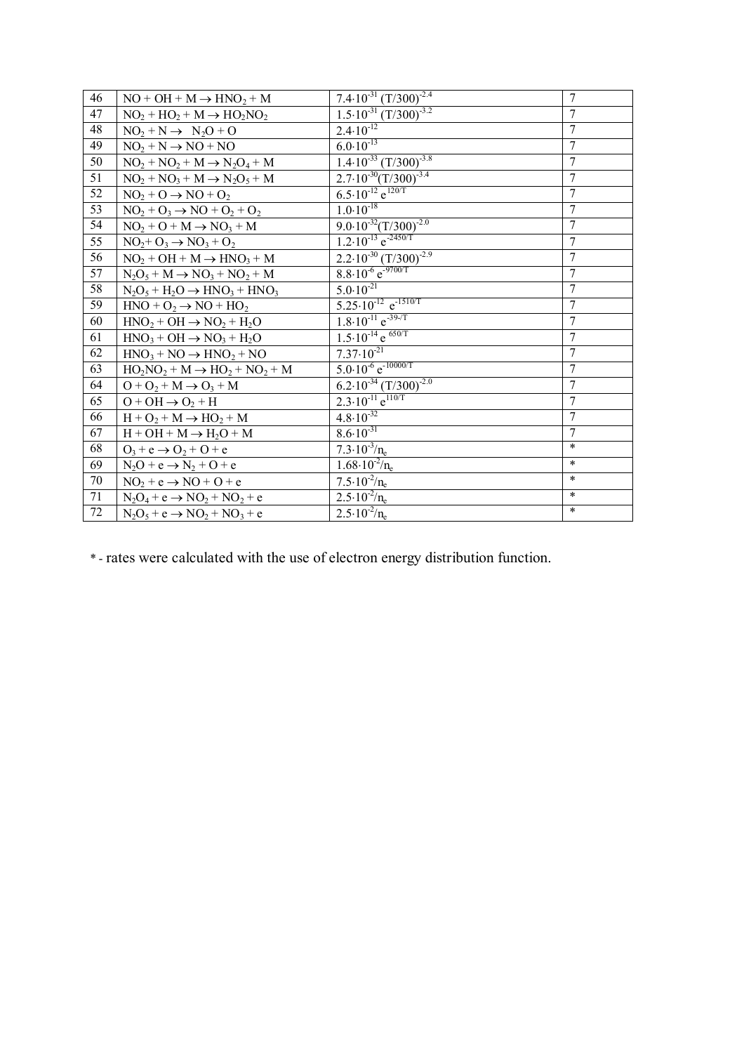| | | | |
|---|---|---|---|
| 46 | $NO + OH + M \rightarrow HNO_2 + M$ | $7.4 \cdot 10^{-31}\ (T/300)^{-2.4}$ | 7 |
| 47 | $NO_2 + HO_2 + M \rightarrow HO_2NO_2$ | $1.5 \cdot 10^{-31}\ (T/300)^{-3.2}$ | 7 |
| 48 | $NO_2 + N \rightarrow N_2O + O$ | $2.4 \cdot 10^{-12}$ | 7 |
| 49 | $NO_2 + N \rightarrow NO + NO$ | $6.0 \cdot 10^{-13}$ | 7 |
| 50 | $NO_2 + NO_2 + M \rightarrow N_2O_4 + M$ | $1.4 \cdot 10^{-33}\ (T/300)^{-3.8}$ | 7 |
| 51 | $NO_2 + NO_3 + M \rightarrow N_2O_5 + M$ | $2.7 \cdot 10^{-30} (T/300)^{-3.4}$ | 7 |
| 52 | $NO_2 + O \rightarrow NO + O_2$ | $6.5 \cdot 10^{-12}\ e^{120/T}$ | 7 |
| 53 | $NO_2 + O_3 \rightarrow NO + O_2 + O_2$ | $1.0 \cdot 10^{-18}$ | 7 |
| 54 | $NO_2 + O + M \rightarrow NO_3 + M$ | $9.0 \cdot 10^{-32} (T/300)^{-2.0}$ | 7 |
| 55 | $NO_2 + O_3 \rightarrow NO_3 + O_2$ | $1.2 \cdot 10^{-13}\ e^{-2450/T}$ | 7 |
| 56 | $NO_2 + OH + M \rightarrow HNO_3 + M$ | $2.2 \cdot 10^{-30}\ (T/300)^{-2.9}$ | 7 |
| 57 | $N_2O_5 + M \rightarrow NO_3 + NO_2 + M$ | $8.8 \cdot 10^{-6}\ e^{-9700/T}$ | 7 |
| 58 | $N_2O_5 + H_2O \rightarrow HNO_3 + HNO_3$ | $5.0 \cdot 10^{-21}$ | 7 |
| 59 | $HNO + O_2 \rightarrow NO + HO_2$ | $5.25 \cdot 10^{-12}\ e^{-1510/T}$ | 7 |
| 60 | $HNO_2 + OH \rightarrow NO_2 + H_2O$ | $1.8 \cdot 10^{-11}\ e^{-39-/T}$ | 7 |
| 61 | $HNO_3 + OH \rightarrow NO_3 + H_2O$ | $1.5 \cdot 10^{-14}\ e^{650/T}$ | 7 |
| 62 | $HNO_3 + NO \rightarrow HNO_2 + NO$ | $7.37 \cdot 10^{-21}$ | 7 |
| 63 | $HO_2NO_2 + M \rightarrow HO_2 + NO_2 + M$ | $5.0 \cdot 10^{-6}\ e^{-10000/T}$ | 7 |
| 64 | $O + O_2 + M \rightarrow O_3 + M$ | $6.2 \cdot 10^{-34}\ (T/300)^{-2.0}$ | 7 |
| 65 | $O + OH \rightarrow O_2 + H$ | $2.3 \cdot 10^{-11}\ e^{110/T}$ | 7 |
| 66 | $H + O_2 + M \rightarrow HO_2 + M$ | $4.8 \cdot 10^{-32}$ | 7 |
| 67 | $H + OH + M \rightarrow H_2O + M$ | $8.6 \cdot 10^{-31}$ | 7 |
| 68 | $O_3 + e \rightarrow O_2 + O + e$ | $7.3 \cdot 10^{-3}/n_e$ | * |
| 69 | $N_2O + e \rightarrow N_2 + O + e$ | $1.68 \cdot 10^{-2}/n_e$ | * |
| 70 | $NO_2 + e \rightarrow NO + O + e$ | $7.5 \cdot 10^{-2}/n_e$ | * |
| 71 | $N_2O_4 + e \rightarrow NO_2 + NO_2 + e$ | $2.5 \cdot 10^{-2}/n_e$ | * |
| 72 | $N_2O_5 + e \rightarrow NO_2 + NO_3 + e$ | $2.5 \cdot 10^{-2}/n_e$ | * |

* - rates were calculated with the use of electron energy distribution function.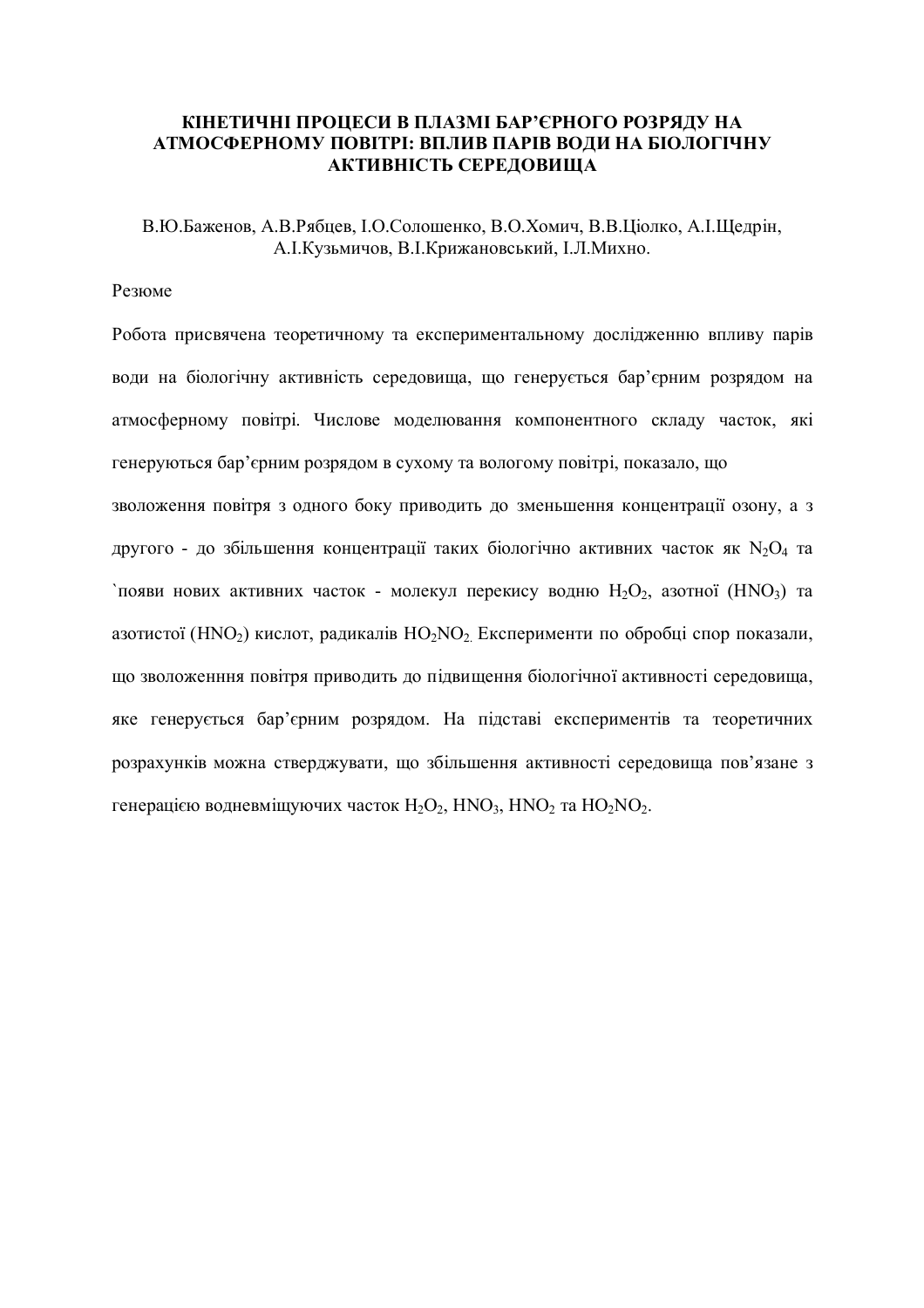# КІНЕТИЧНІ ПРОЦЕСИ В ПЛАЗМІ БАР'ЄРНОГО РОЗРЯДУ НА АТМОСФЕРНОМУ ПОВІТРІ: ВПЛИВ ПАРІВ ВОДИ НА БІОЛОГІЧНУ АКТИВНІСТЬ СЕРЕДОВИЩА

В.Ю.Баженов, А.В.Рябцев, І.О.Солошенко, В.О.Хомич, В.В.Ціолко, А.І.Щедрін, А.І.Кузьмичов, В.І.Крижановський, І.Л.Михно.

Резюме

Робота присвячена теоретичному та експериментальному дослідженню впливу парів води на біологічну активність середовища, що генерується бар'єрним розрядом на атмосферному повітрі. Числове моделювання компонентного складу часток, які генеруються бар'єрним розрядом в сухому та вологому повітрі, показало, що

зволоження повітря з одного боку приводить до зменьшення концентрації озону, а з другого - до збільшення концентрації таких біологічно активних часток як $N_2O_4$ та `появи нових активних часток - молекул перекису водню $H_2O_2$, азотної ($HNO_3$) та азотистої ($HNO_2$) кислот, радикалів $HO_2NO_2$. Експерименти по обробці спор показали, що зволоженння повітря приводить до підвищення біологічної активності середовища, яке генерується бар'єрним розрядом. На підставі експериментів та теоретичних розрахунків можна стверджувати, що збільшення активності середовища пов'язане з генерацією водневміщуючих часток $H_2O_2$, $HNO_3$, $HNO_2$ та $HO_2NO_2$.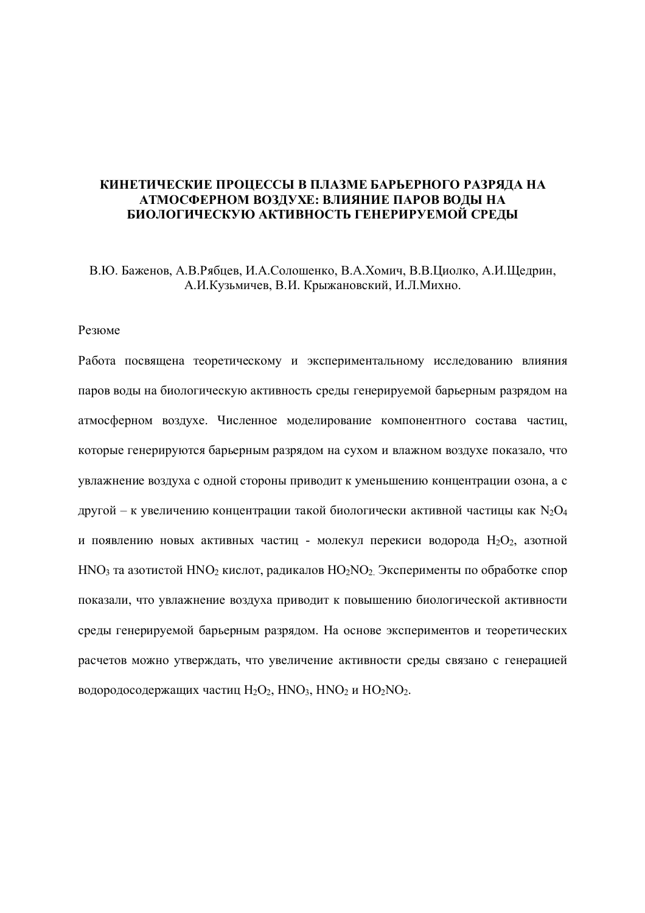**КИНЕТИЧЕСКИЕ ПРОЦЕССЫ В ПЛАЗМЕ БАРЬЕРНОГО РАЗРЯДА НА АТМОСФЕРНОМ ВОЗДУХЕ: ВЛИЯНИЕ ПАРОВ ВОДЫ НА БИОЛОГИЧЕСКУЮ АКТИВНОСТЬ ГЕНЕРИРУЕМОЙ СРЕДЫ**

В.Ю. Баженов, А.В.Рябцев, И.А.Солошенко, В.А.Хомич, В.В.Циолко, А.И.Щедрин, А.И.Кузьмичев, В.И. Крыжановский, И.Л.Михно.

Резюме

Работа посвящена теоретическому и экспериментальному исследованию влияния паров воды на биологическую активность среды генерируемой барьерным разрядом на атмосферном воздухе. Численное моделирование компонентного состава частиц, которые генерируются барьерным разрядом на сухом и влажном воздухе показало, что увлажнение воздуха с одной стороны приводит к уменьшению концентрации озона, а с другой – к увеличению концентрации такой биологически активной частицы как $N_2O_4$ и появлению новых активных частиц - молекул перекиси водорода $H_2O_2$, азотной $HNO_3$ та азотистой $HNO_2$ кислот, радикалов $HO_2NO_2$. Эксперименты по обработке спор показали, что увлажнение воздуха приводит к повышению биологической активности среды генерируемой барьерным разрядом. На основе экспериментов и теоретических расчетов можно утверждать, что увеличение активности среды связано с генерацией водородосодержащих частиц $H_2O_2$, $HNO_3$, $HNO_2$ и $HO_2NO_2$.